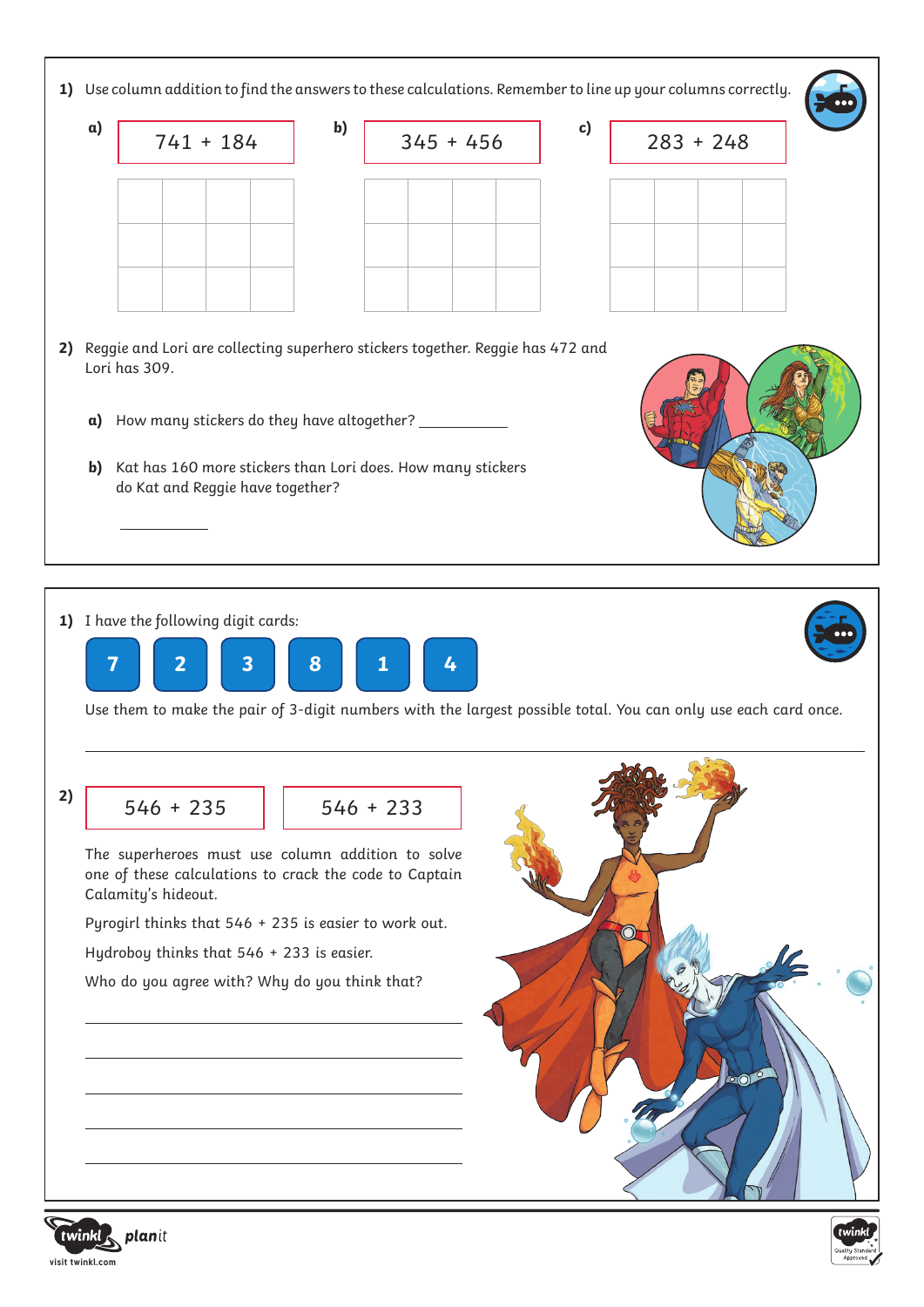**1)** Use column addition to find the answers to these calculations. Remember to line up your columns correctly.

**a)** 741 + 184

**b)** 345 + 456

**c)** 283 + 248

**2)** Reggie and Lori are collecting superhero stickers together. Reggie has 472 and Lori has 309.

**a)** How many stickers do they have altogether? ___________

**b)** Kat has 160 more stickers than Lori does. How many stickers do Kat and Reggie have together?

___________

---

**1)** I have the following digit cards:

7 2 3 8 1 4

Use them to make the pair of 3-digit numbers with the largest possible total. You can only use each card once.

_______________________________________________

**2)** 546 + 235 546 + 233

The superheroes must use column addition to solve one of these calculations to crack the code to Captain Calamity's hideout.

Pyrogirl thinks that 546 + 235 is easier to work out.

Hydroboy thinks that 546 + 233 is easier.

Who do you agree with? Why do you think that?

_______________________________________________

_______________________________________________

_______________________________________________

_______________________________________________

_______________________________________________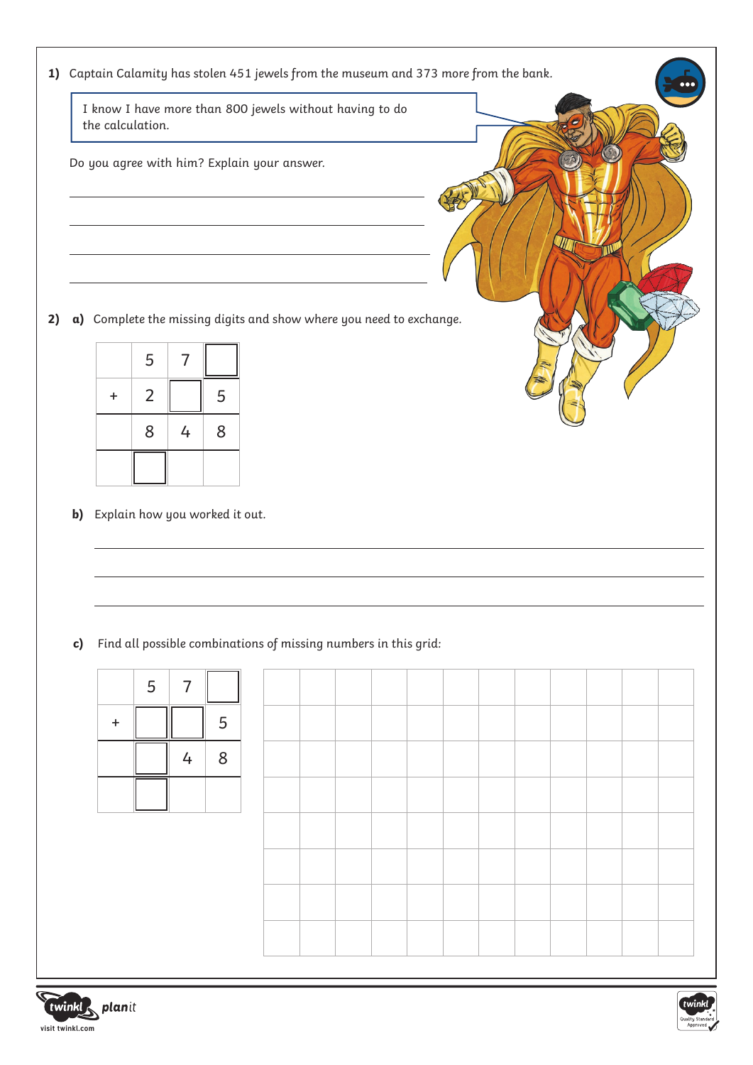1) Captain Calamity has stolen 451 jewels from the museum and 373 more from the bank.

> I know I have more than 800 jewels without having to do the calculation.

Do you agree with him? Explain your answer.

_______________________________________________

_______________________________________________

_______________________________________________

_______________________________________________

2) a) Complete the missing digits and show where you need to exchange.

| | | | |
|---|---|---|---|
| | 5 | 7 | ☐ |
| + | 2 | ☐ | 5 |
| | 8 | 4 | 8 |
| | ☐ | | |

b) Explain how you worked it out.

_______________________________________________

_______________________________________________

_______________________________________________

c) Find all possible combinations of missing numbers in this grid:

| | | | |
|---|---|---|---|
| | 5 | 7 | ☐ |
| + | ☐ | ☐ | 5 |
| | ☐ | 4 | 8 |
| | ☐ | | |